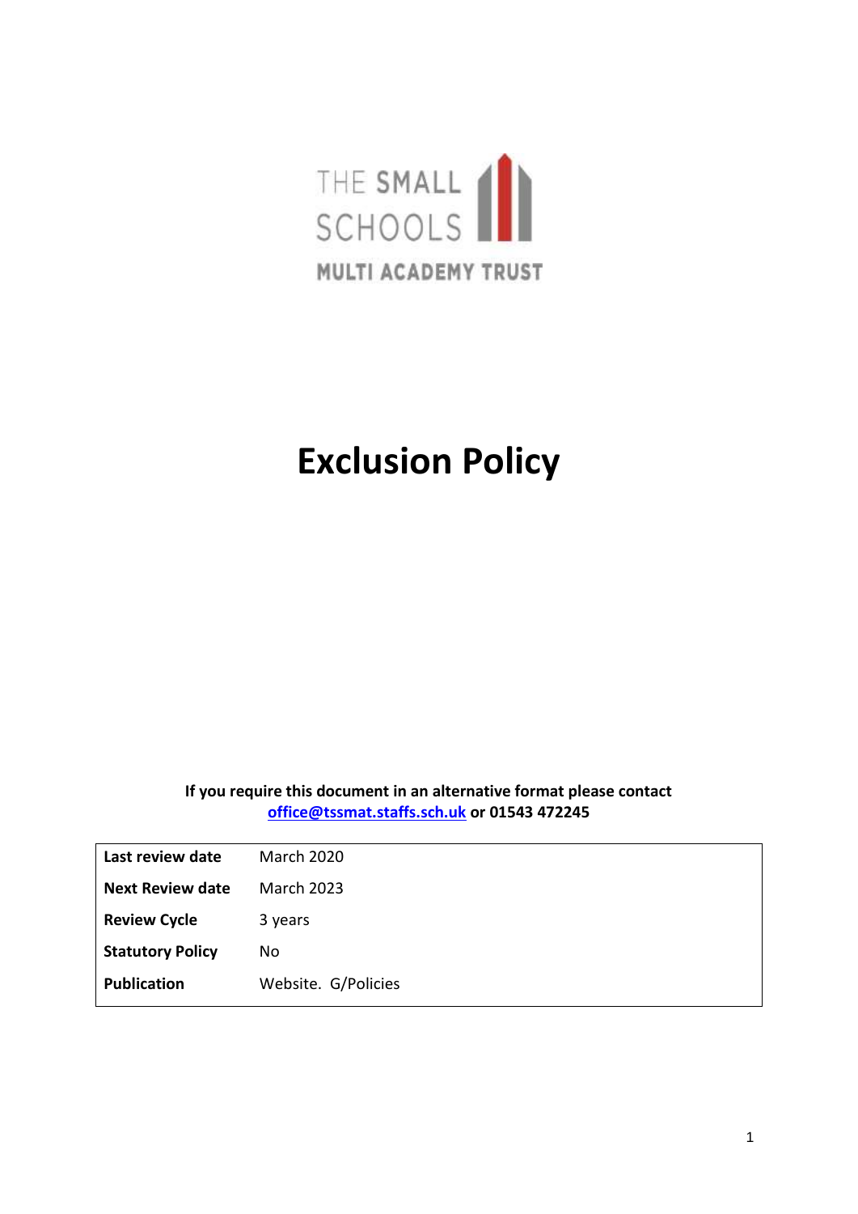THE SMALL SCHOOLS

MULTI ACADEMY TRUST

# Exclusion Policy

**If you require this document in an alternative format please contact [office@tssmat.staffs.sch.uk](mailto:office@tssmat.staffs.sch.uk) or 01543 472245**

| | |
|---|---|
| **Last review date** | March 2020 |
| **Next Review date** | March 2023 |
| **Review Cycle** | 3 years |
| **Statutory Policy** | No |
| **Publication** | Website. G/Policies |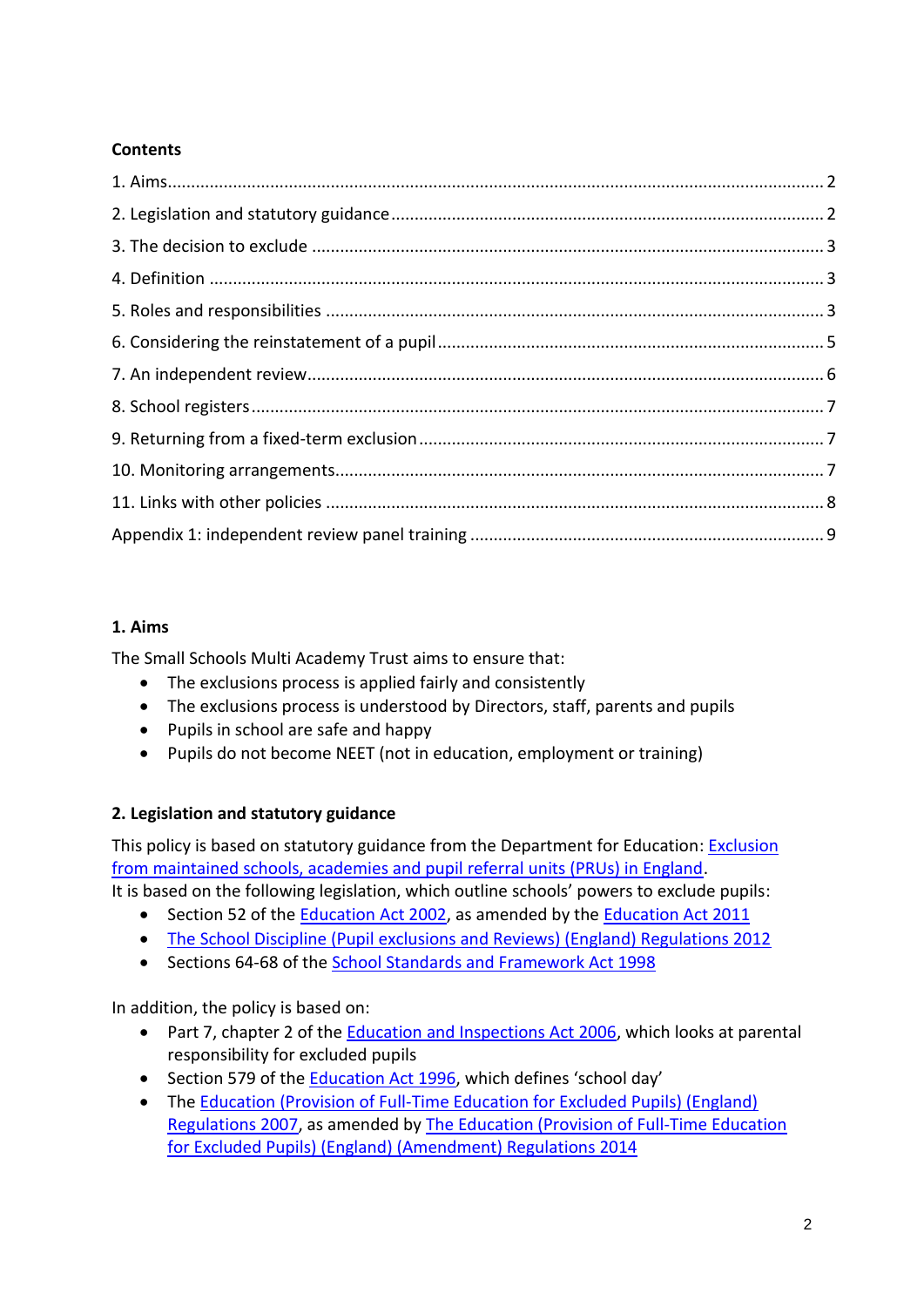**Contents**

1. Aims ..... 2
2. Legislation and statutory guidance ..... 2
3. The decision to exclude ..... 3
4. Definition ..... 3
5. Roles and responsibilities ..... 3
6. Considering the reinstatement of a pupil ..... 5
7. An independent review ..... 6
8. School registers ..... 7
9. Returning from a fixed-term exclusion ..... 7
10. Monitoring arrangements ..... 7
11. Links with other policies ..... 8

Appendix 1: independent review panel training ..... 9

## 1. Aims

The Small Schools Multi Academy Trust aims to ensure that:

- The exclusions process is applied fairly and consistently
- The exclusions process is understood by Directors, staff, parents and pupils
- Pupils in school are safe and happy
- Pupils do not become NEET (not in education, employment or training)

## 2. Legislation and statutory guidance

This policy is based on statutory guidance from the Department for Education: Exclusion from maintained schools, academies and pupil referral units (PRUs) in England.

It is based on the following legislation, which outline schools' powers to exclude pupils:

- Section 52 of the Education Act 2002, as amended by the Education Act 2011
- The School Discipline (Pupil exclusions and Reviews) (England) Regulations 2012
- Sections 64-68 of the School Standards and Framework Act 1998

In addition, the policy is based on:

- Part 7, chapter 2 of the Education and Inspections Act 2006, which looks at parental responsibility for excluded pupils
- Section 579 of the Education Act 1996, which defines 'school day'
- The Education (Provision of Full-Time Education for Excluded Pupils) (England) Regulations 2007, as amended by The Education (Provision of Full-Time Education for Excluded Pupils) (England) (Amendment) Regulations 2014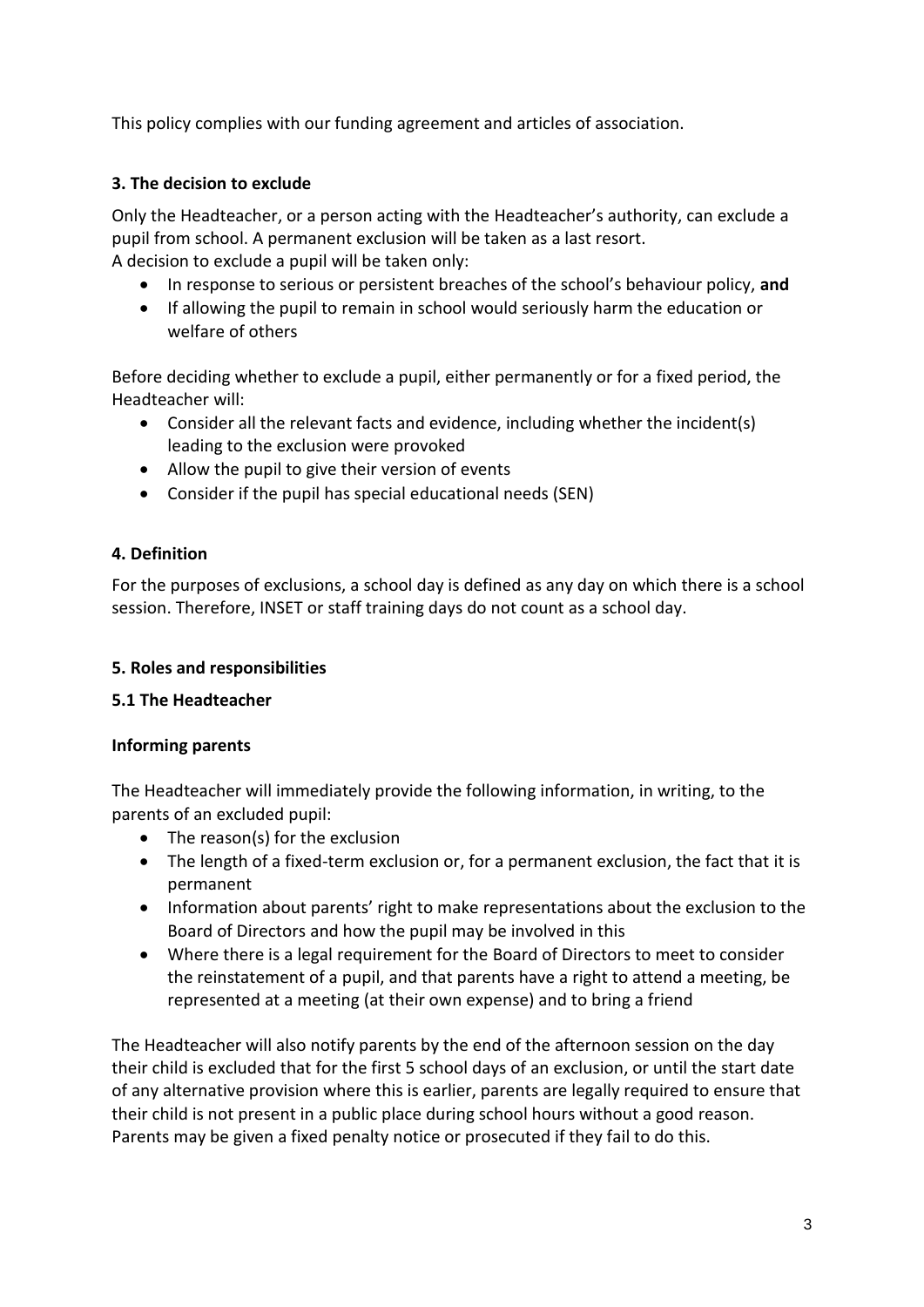This policy complies with our funding agreement and articles of association.

### 3. The decision to exclude

Only the Headteacher, or a person acting with the Headteacher's authority, can exclude a pupil from school. A permanent exclusion will be taken as a last resort.
A decision to exclude a pupil will be taken only:

- In response to serious or persistent breaches of the school's behaviour policy, **and**
- If allowing the pupil to remain in school would seriously harm the education or welfare of others

Before deciding whether to exclude a pupil, either permanently or for a fixed period, the Headteacher will:

- Consider all the relevant facts and evidence, including whether the incident(s) leading to the exclusion were provoked
- Allow the pupil to give their version of events
- Consider if the pupil has special educational needs (SEN)

### 4. Definition

For the purposes of exclusions, a school day is defined as any day on which there is a school session. Therefore, INSET or staff training days do not count as a school day.

### 5. Roles and responsibilities

#### 5.1 The Headteacher

**Informing parents**

The Headteacher will immediately provide the following information, in writing, to the parents of an excluded pupil:

- The reason(s) for the exclusion
- The length of a fixed-term exclusion or, for a permanent exclusion, the fact that it is permanent
- Information about parents' right to make representations about the exclusion to the Board of Directors and how the pupil may be involved in this
- Where there is a legal requirement for the Board of Directors to meet to consider the reinstatement of a pupil, and that parents have a right to attend a meeting, be represented at a meeting (at their own expense) and to bring a friend

The Headteacher will also notify parents by the end of the afternoon session on the day their child is excluded that for the first 5 school days of an exclusion, or until the start date of any alternative provision where this is earlier, parents are legally required to ensure that their child is not present in a public place during school hours without a good reason. Parents may be given a fixed penalty notice or prosecuted if they fail to do this.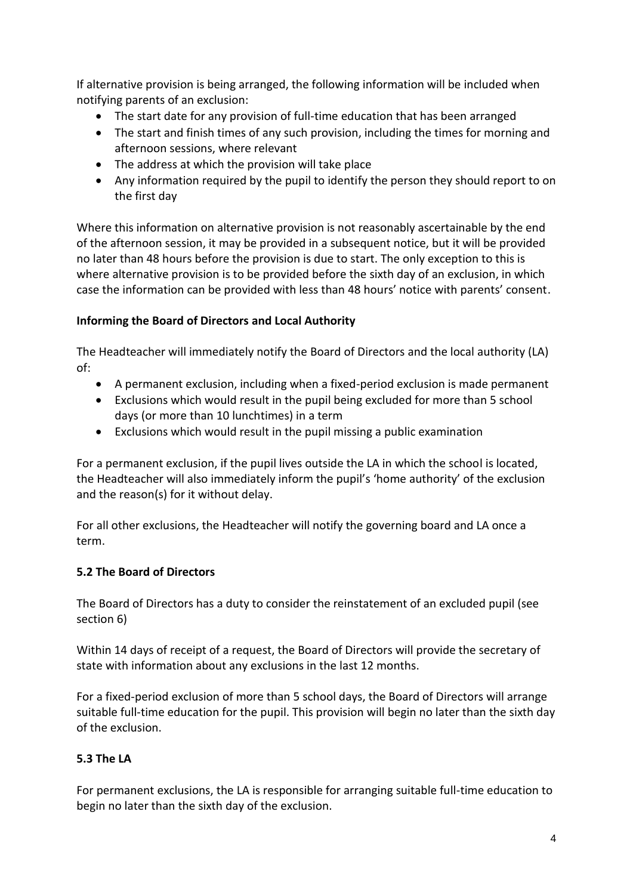If alternative provision is being arranged, the following information will be included when notifying parents of an exclusion:

- The start date for any provision of full-time education that has been arranged
- The start and finish times of any such provision, including the times for morning and afternoon sessions, where relevant
- The address at which the provision will take place
- Any information required by the pupil to identify the person they should report to on the first day

Where this information on alternative provision is not reasonably ascertainable by the end of the afternoon session, it may be provided in a subsequent notice, but it will be provided no later than 48 hours before the provision is due to start. The only exception to this is where alternative provision is to be provided before the sixth day of an exclusion, in which case the information can be provided with less than 48 hours' notice with parents' consent.

**Informing the Board of Directors and Local Authority**

The Headteacher will immediately notify the Board of Directors and the local authority (LA) of:

- A permanent exclusion, including when a fixed-period exclusion is made permanent
- Exclusions which would result in the pupil being excluded for more than 5 school days (or more than 10 lunchtimes) in a term
- Exclusions which would result in the pupil missing a public examination

For a permanent exclusion, if the pupil lives outside the LA in which the school is located, the Headteacher will also immediately inform the pupil's 'home authority' of the exclusion and the reason(s) for it without delay.

For all other exclusions, the Headteacher will notify the governing board and LA once a term.

### 5.2 The Board of Directors

The Board of Directors has a duty to consider the reinstatement of an excluded pupil (see section 6)

Within 14 days of receipt of a request, the Board of Directors will provide the secretary of state with information about any exclusions in the last 12 months.

For a fixed-period exclusion of more than 5 school days, the Board of Directors will arrange suitable full-time education for the pupil. This provision will begin no later than the sixth day of the exclusion.

### 5.3 The LA

For permanent exclusions, the LA is responsible for arranging suitable full-time education to begin no later than the sixth day of the exclusion.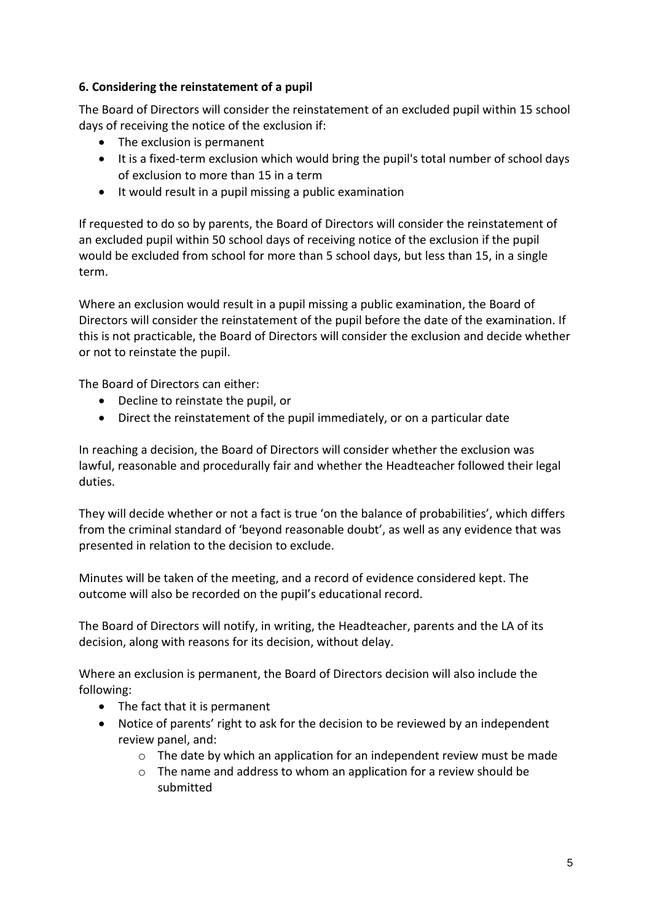### 6. Considering the reinstatement of a pupil

The Board of Directors will consider the reinstatement of an excluded pupil within 15 school days of receiving the notice of the exclusion if:

- The exclusion is permanent
- It is a fixed-term exclusion which would bring the pupil's total number of school days of exclusion to more than 15 in a term
- It would result in a pupil missing a public examination

If requested to do so by parents, the Board of Directors will consider the reinstatement of an excluded pupil within 50 school days of receiving notice of the exclusion if the pupil would be excluded from school for more than 5 school days, but less than 15, in a single term.

Where an exclusion would result in a pupil missing a public examination, the Board of Directors will consider the reinstatement of the pupil before the date of the examination. If this is not practicable, the Board of Directors will consider the exclusion and decide whether or not to reinstate the pupil.

The Board of Directors can either:

- Decline to reinstate the pupil, or
- Direct the reinstatement of the pupil immediately, or on a particular date

In reaching a decision, the Board of Directors will consider whether the exclusion was lawful, reasonable and procedurally fair and whether the Headteacher followed their legal duties.

They will decide whether or not a fact is true 'on the balance of probabilities', which differs from the criminal standard of 'beyond reasonable doubt', as well as any evidence that was presented in relation to the decision to exclude.

Minutes will be taken of the meeting, and a record of evidence considered kept. The outcome will also be recorded on the pupil's educational record.

The Board of Directors will notify, in writing, the Headteacher, parents and the LA of its decision, along with reasons for its decision, without delay.

Where an exclusion is permanent, the Board of Directors decision will also include the following:

- The fact that it is permanent
- Notice of parents' right to ask for the decision to be reviewed by an independent review panel, and:
  - The date by which an application for an independent review must be made
  - The name and address to whom an application for a review should be submitted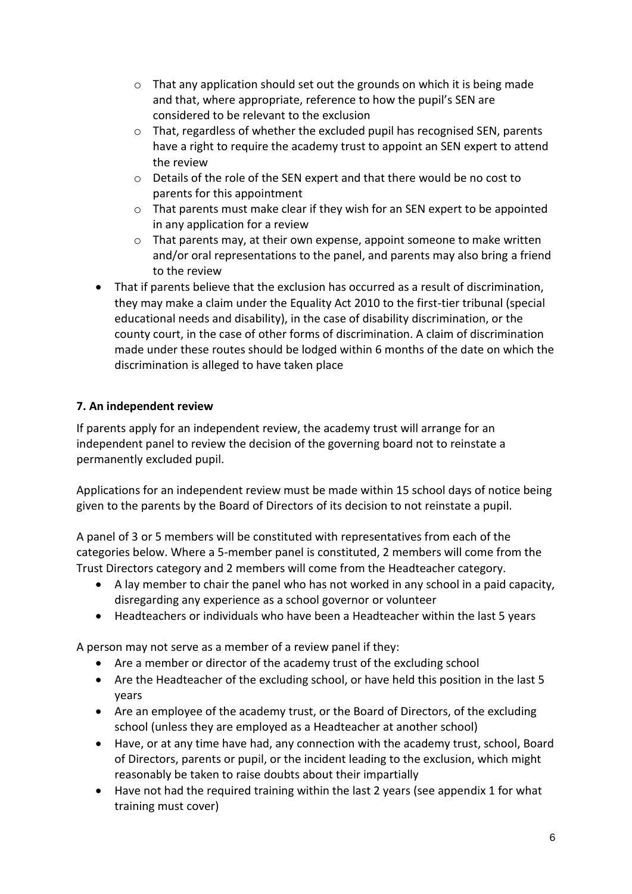- That any application should set out the grounds on which it is being made and that, where appropriate, reference to how the pupil's SEN are considered to be relevant to the exclusion
  - That, regardless of whether the excluded pupil has recognised SEN, parents have a right to require the academy trust to appoint an SEN expert to attend the review
  - Details of the role of the SEN expert and that there would be no cost to parents for this appointment
  - That parents must make clear if they wish for an SEN expert to be appointed in any application for a review
  - That parents may, at their own expense, appoint someone to make written and/or oral representations to the panel, and parents may also bring a friend to the review
- That if parents believe that the exclusion has occurred as a result of discrimination, they may make a claim under the Equality Act 2010 to the first-tier tribunal (special educational needs and disability), in the case of disability discrimination, or the county court, in the case of other forms of discrimination. A claim of discrimination made under these routes should be lodged within 6 months of the date on which the discrimination is alleged to have taken place

**7. An independent review**

If parents apply for an independent review, the academy trust will arrange for an independent panel to review the decision of the governing board not to reinstate a permanently excluded pupil.

Applications for an independent review must be made within 15 school days of notice being given to the parents by the Board of Directors of its decision to not reinstate a pupil.

A panel of 3 or 5 members will be constituted with representatives from each of the categories below. Where a 5-member panel is constituted, 2 members will come from the Trust Directors category and 2 members will come from the Headteacher category.

- A lay member to chair the panel who has not worked in any school in a paid capacity, disregarding any experience as a school governor or volunteer
- Headteachers or individuals who have been a Headteacher within the last 5 years

A person may not serve as a member of a review panel if they:

- Are a member or director of the academy trust of the excluding school
- Are the Headteacher of the excluding school, or have held this position in the last 5 years
- Are an employee of the academy trust, or the Board of Directors, of the excluding school (unless they are employed as a Headteacher at another school)
- Have, or at any time have had, any connection with the academy trust, school, Board of Directors, parents or pupil, or the incident leading to the exclusion, which might reasonably be taken to raise doubts about their impartially
- Have not had the required training within the last 2 years (see appendix 1 for what training must cover)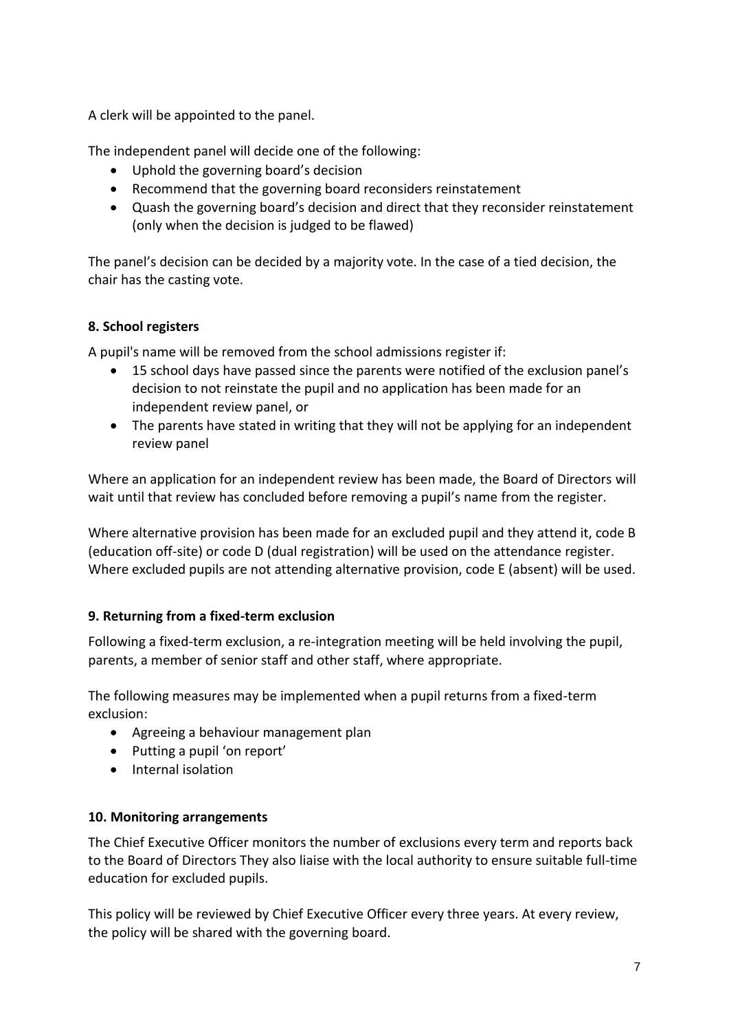A clerk will be appointed to the panel.

The independent panel will decide one of the following:

- Uphold the governing board's decision
- Recommend that the governing board reconsiders reinstatement
- Quash the governing board's decision and direct that they reconsider reinstatement (only when the decision is judged to be flawed)

The panel's decision can be decided by a majority vote. In the case of a tied decision, the chair has the casting vote.

## 8. School registers

A pupil's name will be removed from the school admissions register if:

- 15 school days have passed since the parents were notified of the exclusion panel's decision to not reinstate the pupil and no application has been made for an independent review panel, or
- The parents have stated in writing that they will not be applying for an independent review panel

Where an application for an independent review has been made, the Board of Directors will wait until that review has concluded before removing a pupil's name from the register.

Where alternative provision has been made for an excluded pupil and they attend it, code B (education off-site) or code D (dual registration) will be used on the attendance register. Where excluded pupils are not attending alternative provision, code E (absent) will be used.

## 9. Returning from a fixed-term exclusion

Following a fixed-term exclusion, a re-integration meeting will be held involving the pupil, parents, a member of senior staff and other staff, where appropriate.

The following measures may be implemented when a pupil returns from a fixed-term exclusion:

- Agreeing a behaviour management plan
- Putting a pupil 'on report'
- Internal isolation

## 10. Monitoring arrangements

The Chief Executive Officer monitors the number of exclusions every term and reports back to the Board of Directors They also liaise with the local authority to ensure suitable full-time education for excluded pupils.

This policy will be reviewed by Chief Executive Officer every three years. At every review, the policy will be shared with the governing board.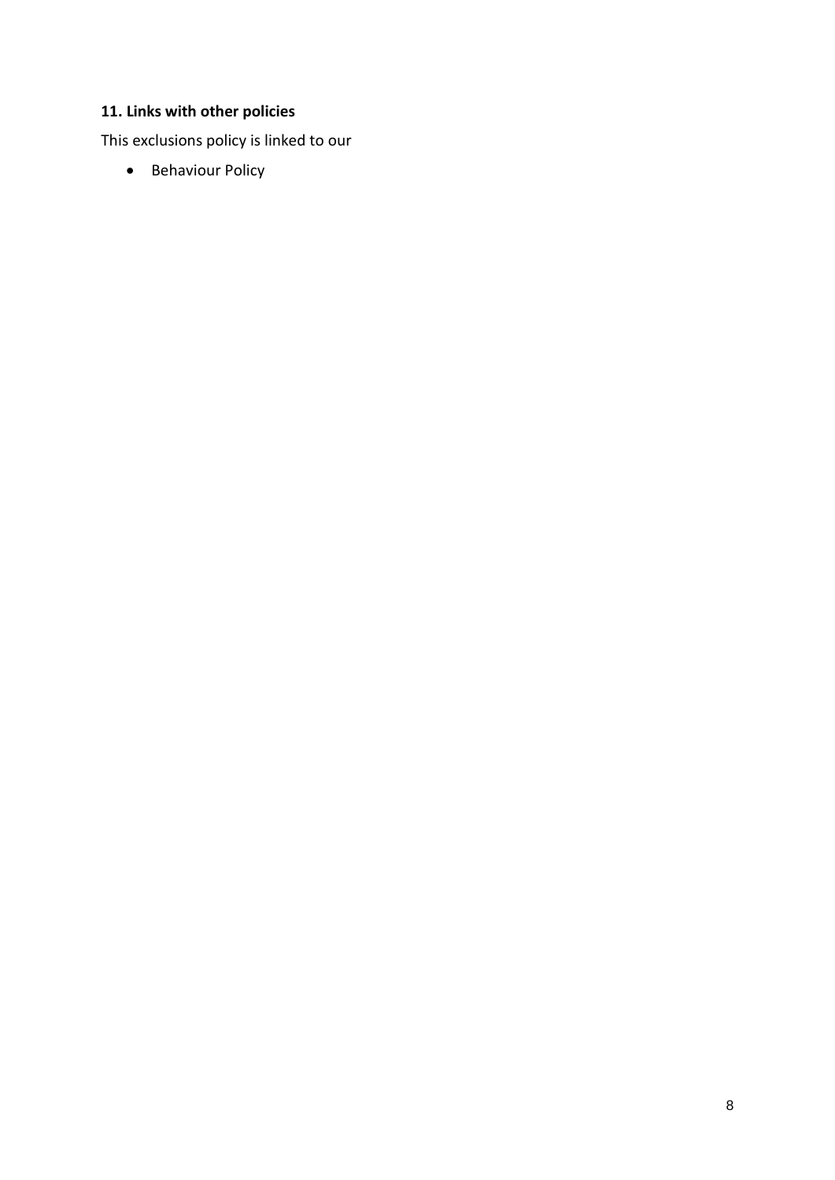### 11. Links with other policies

This exclusions policy is linked to our

- Behaviour Policy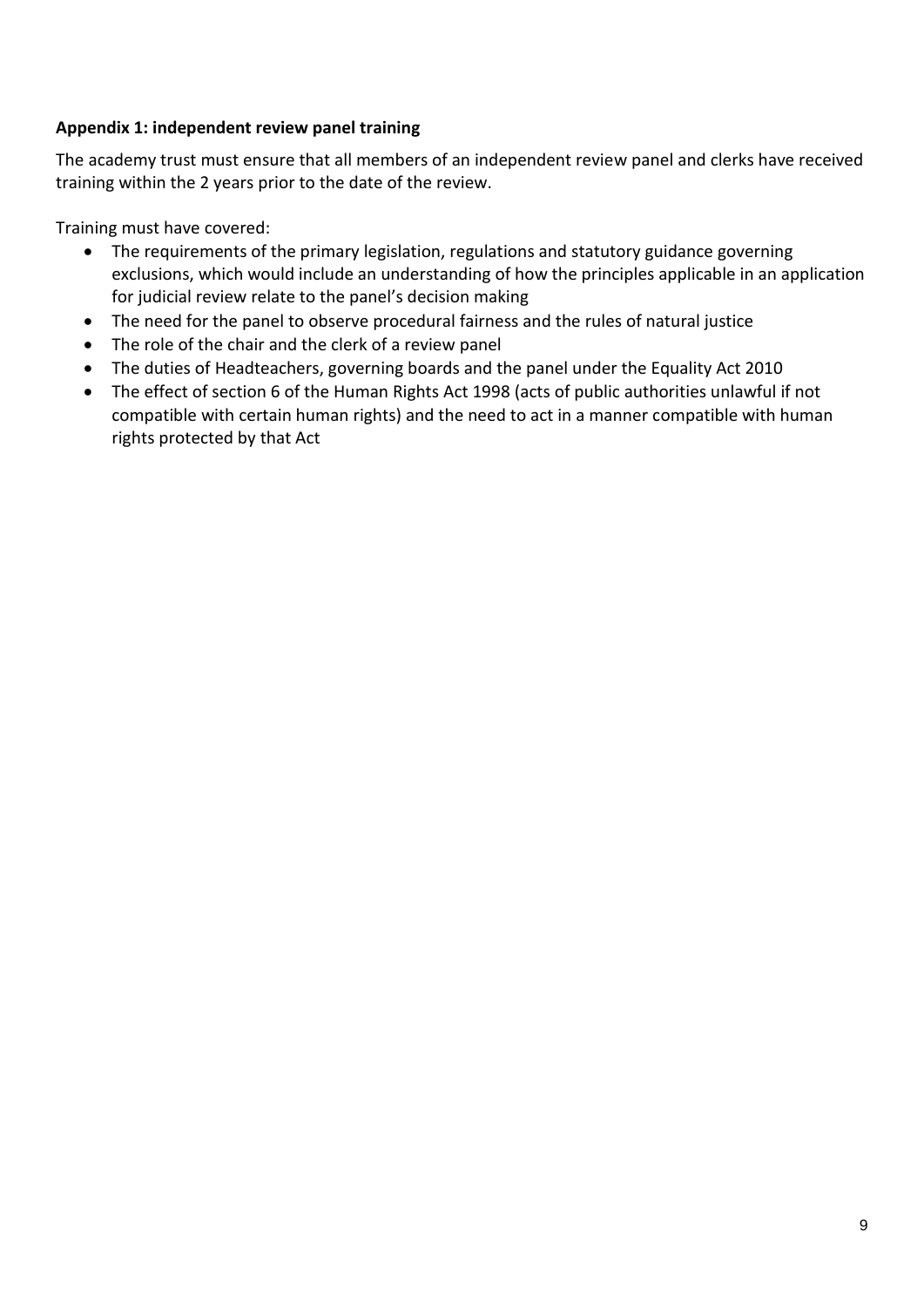**Appendix 1: independent review panel training**

The academy trust must ensure that all members of an independent review panel and clerks have received training within the 2 years prior to the date of the review.

Training must have covered:

- The requirements of the primary legislation, regulations and statutory guidance governing exclusions, which would include an understanding of how the principles applicable in an application for judicial review relate to the panel's decision making
- The need for the panel to observe procedural fairness and the rules of natural justice
- The role of the chair and the clerk of a review panel
- The duties of Headteachers, governing boards and the panel under the Equality Act 2010
- The effect of section 6 of the Human Rights Act 1998 (acts of public authorities unlawful if not compatible with certain human rights) and the need to act in a manner compatible with human rights protected by that Act